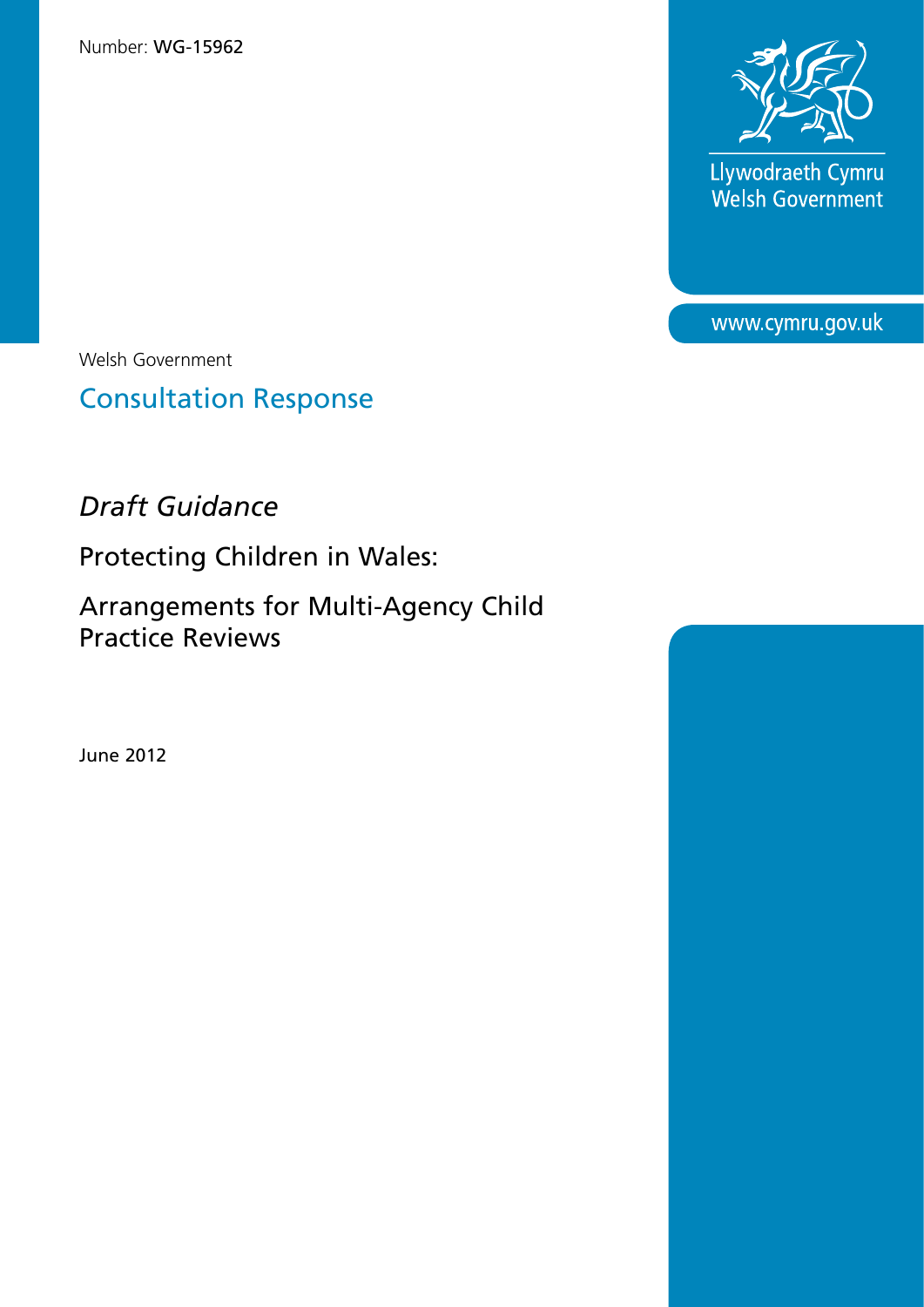Number: **WG-15962**

Llywodraeth Cymru
Welsh Government

www.cymru.gov.uk

Welsh Government

## Consultation Response

# *Draft Guidance*

## Protecting Children in Wales:

## Arrangements for Multi-Agency Child Practice Reviews

June 2012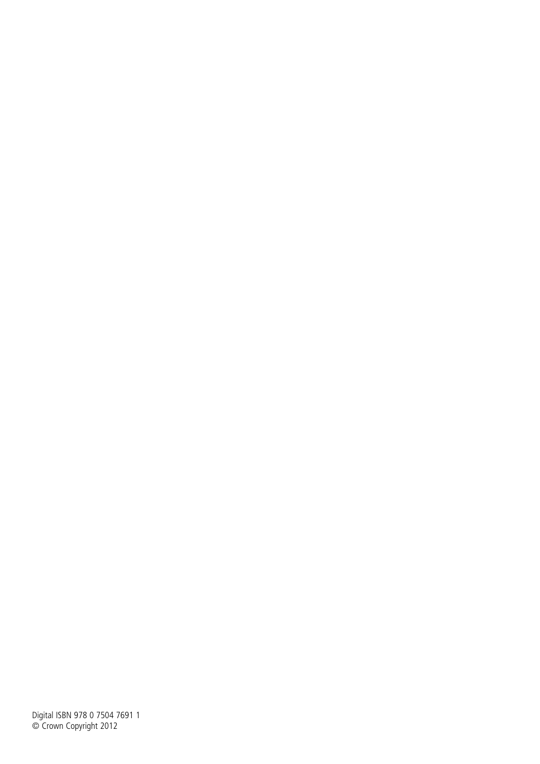Digital ISBN 978 0 7504 7691 1
© Crown Copyright 2012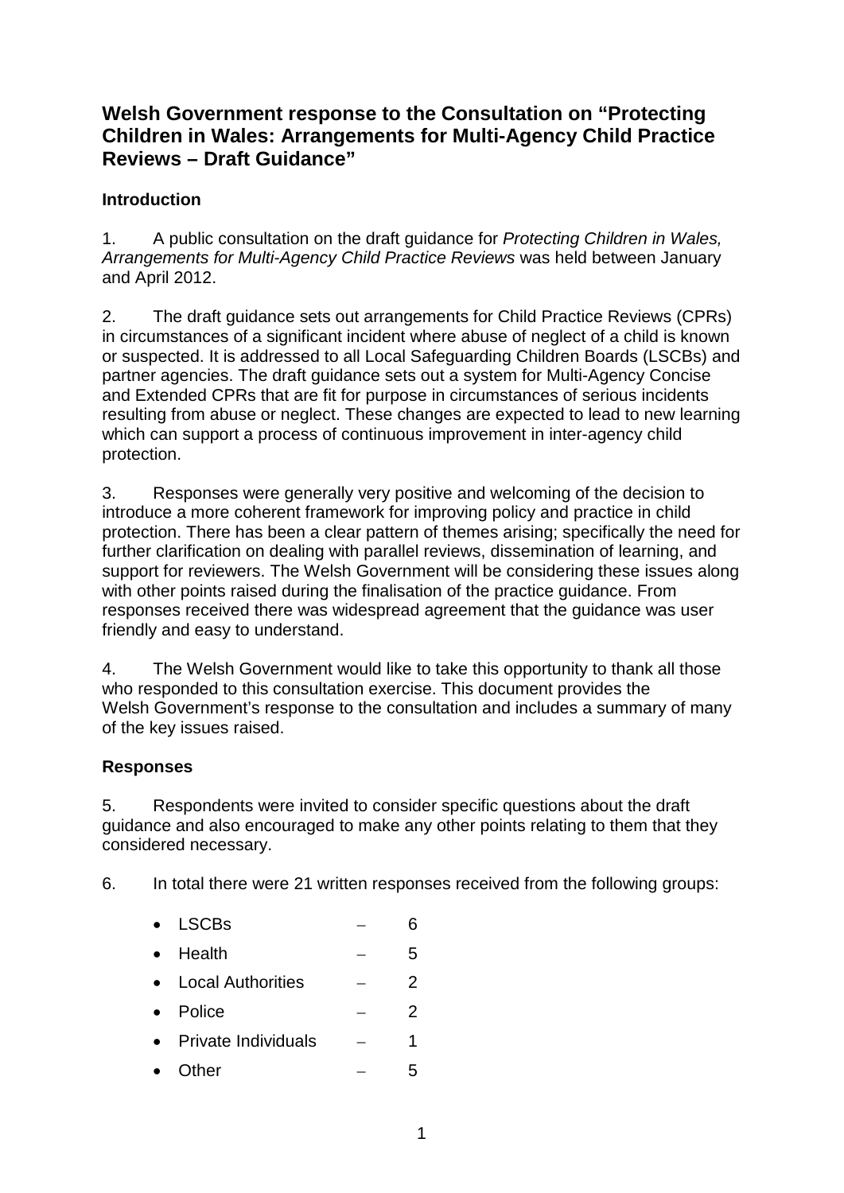## Welsh Government response to the Consultation on "Protecting Children in Wales: Arrangements for Multi-Agency Child Practice Reviews – Draft Guidance"

### Introduction

1. A public consultation on the draft guidance for *Protecting Children in Wales, Arrangements for Multi-Agency Child Practice Reviews* was held between January and April 2012.

2. The draft guidance sets out arrangements for Child Practice Reviews (CPRs) in circumstances of a significant incident where abuse of neglect of a child is known or suspected. It is addressed to all Local Safeguarding Children Boards (LSCBs) and partner agencies. The draft guidance sets out a system for Multi-Agency Concise and Extended CPRs that are fit for purpose in circumstances of serious incidents resulting from abuse or neglect. These changes are expected to lead to new learning which can support a process of continuous improvement in inter-agency child protection.

3. Responses were generally very positive and welcoming of the decision to introduce a more coherent framework for improving policy and practice in child protection. There has been a clear pattern of themes arising; specifically the need for further clarification on dealing with parallel reviews, dissemination of learning, and support for reviewers. The Welsh Government will be considering these issues along with other points raised during the finalisation of the practice guidance. From responses received there was widespread agreement that the guidance was user friendly and easy to understand.

4. The Welsh Government would like to take this opportunity to thank all those who responded to this consultation exercise. This document provides the Welsh Government's response to the consultation and includes a summary of many of the key issues raised.

### Responses

5. Respondents were invited to consider specific questions about the draft guidance and also encouraged to make any other points relating to them that they considered necessary.

6. In total there were 21 written responses received from the following groups:

- LSCBs – 6
- Health – 5
- Local Authorities – 2
- Police – 2
- Private Individuals – 1
- Other – 5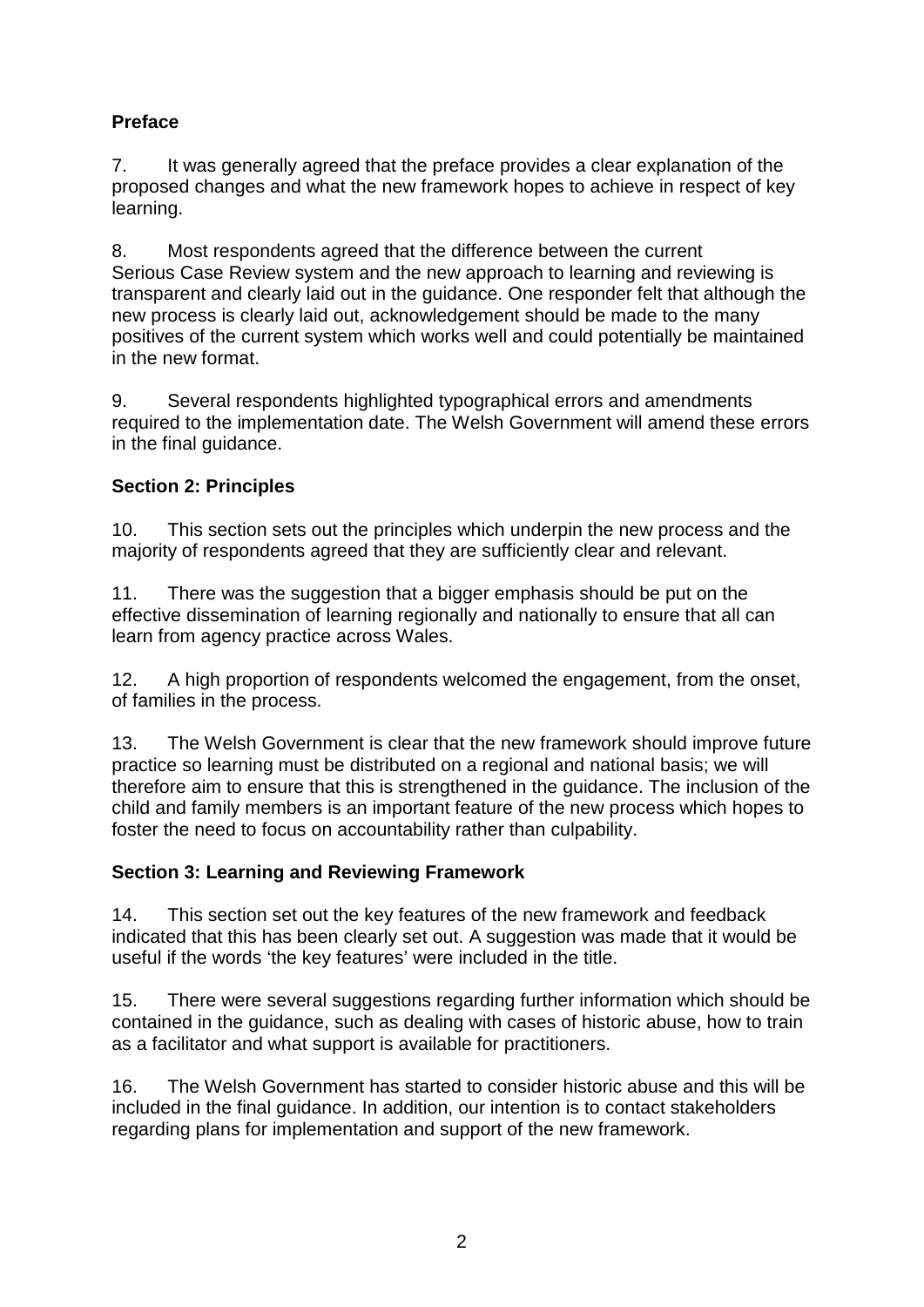**Preface**

7. It was generally agreed that the preface provides a clear explanation of the proposed changes and what the new framework hopes to achieve in respect of key learning.

8. Most respondents agreed that the difference between the current Serious Case Review system and the new approach to learning and reviewing is transparent and clearly laid out in the guidance. One responder felt that although the new process is clearly laid out, acknowledgement should be made to the many positives of the current system which works well and could potentially be maintained in the new format.

9. Several respondents highlighted typographical errors and amendments required to the implementation date. The Welsh Government will amend these errors in the final guidance.

**Section 2: Principles**

10. This section sets out the principles which underpin the new process and the majority of respondents agreed that they are sufficiently clear and relevant.

11. There was the suggestion that a bigger emphasis should be put on the effective dissemination of learning regionally and nationally to ensure that all can learn from agency practice across Wales.

12. A high proportion of respondents welcomed the engagement, from the onset, of families in the process.

13. The Welsh Government is clear that the new framework should improve future practice so learning must be distributed on a regional and national basis; we will therefore aim to ensure that this is strengthened in the guidance. The inclusion of the child and family members is an important feature of the new process which hopes to foster the need to focus on accountability rather than culpability.

**Section 3: Learning and Reviewing Framework**

14. This section set out the key features of the new framework and feedback indicated that this has been clearly set out. A suggestion was made that it would be useful if the words 'the key features' were included in the title.

15. There were several suggestions regarding further information which should be contained in the guidance, such as dealing with cases of historic abuse, how to train as a facilitator and what support is available for practitioners.

16. The Welsh Government has started to consider historic abuse and this will be included in the final guidance. In addition, our intention is to contact stakeholders regarding plans for implementation and support of the new framework.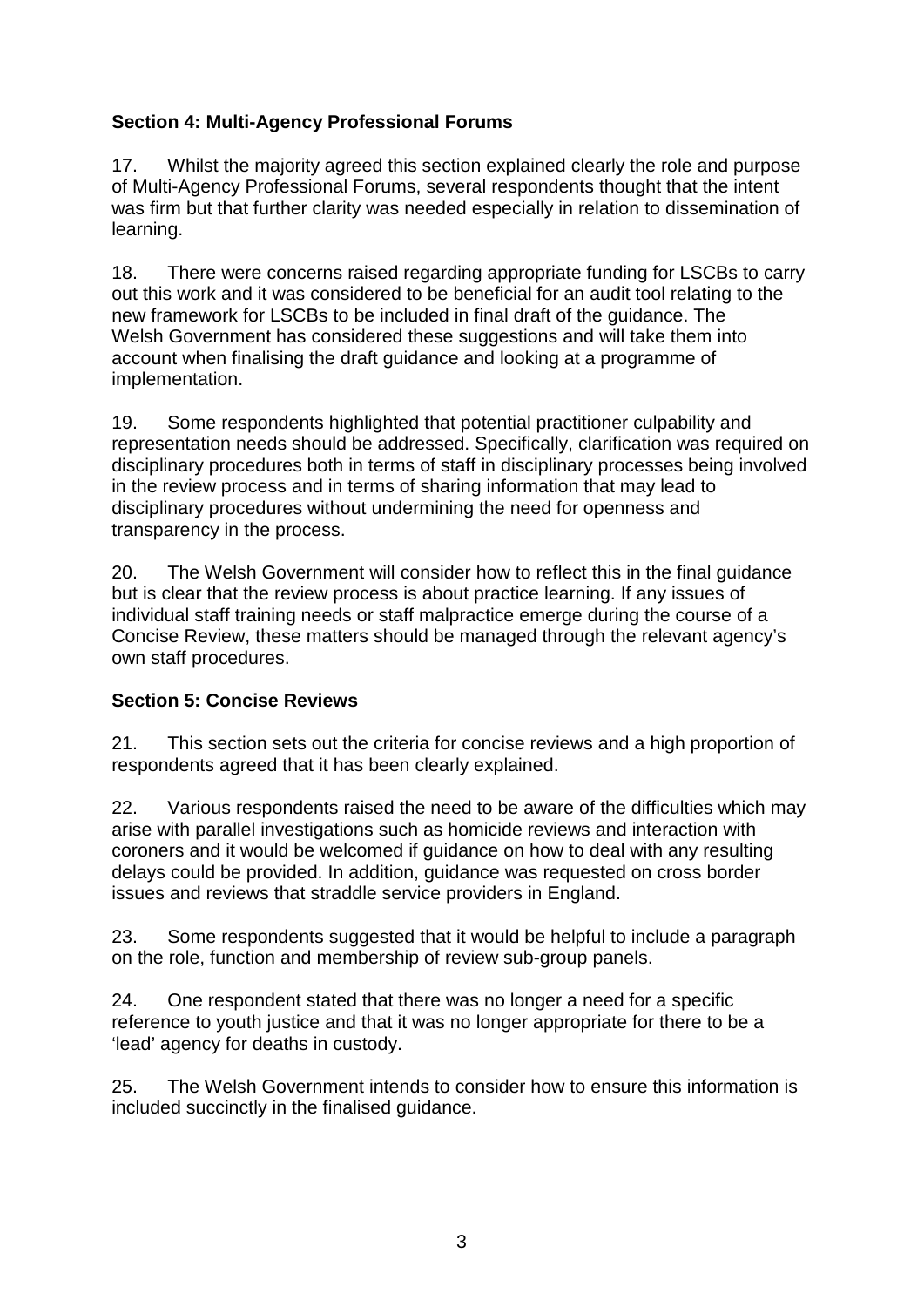## Section 4: Multi-Agency Professional Forums

17. Whilst the majority agreed this section explained clearly the role and purpose of Multi-Agency Professional Forums, several respondents thought that the intent was firm but that further clarity was needed especially in relation to dissemination of learning.

18. There were concerns raised regarding appropriate funding for LSCBs to carry out this work and it was considered to be beneficial for an audit tool relating to the new framework for LSCBs to be included in final draft of the guidance. The Welsh Government has considered these suggestions and will take them into account when finalising the draft guidance and looking at a programme of implementation.

19. Some respondents highlighted that potential practitioner culpability and representation needs should be addressed. Specifically, clarification was required on disciplinary procedures both in terms of staff in disciplinary processes being involved in the review process and in terms of sharing information that may lead to disciplinary procedures without undermining the need for openness and transparency in the process.

20. The Welsh Government will consider how to reflect this in the final guidance but is clear that the review process is about practice learning. If any issues of individual staff training needs or staff malpractice emerge during the course of a Concise Review, these matters should be managed through the relevant agency's own staff procedures.

## Section 5: Concise Reviews

21. This section sets out the criteria for concise reviews and a high proportion of respondents agreed that it has been clearly explained.

22. Various respondents raised the need to be aware of the difficulties which may arise with parallel investigations such as homicide reviews and interaction with coroners and it would be welcomed if guidance on how to deal with any resulting delays could be provided. In addition, guidance was requested on cross border issues and reviews that straddle service providers in England.

23. Some respondents suggested that it would be helpful to include a paragraph on the role, function and membership of review sub-group panels.

24. One respondent stated that there was no longer a need for a specific reference to youth justice and that it was no longer appropriate for there to be a 'lead' agency for deaths in custody.

25. The Welsh Government intends to consider how to ensure this information is included succinctly in the finalised guidance.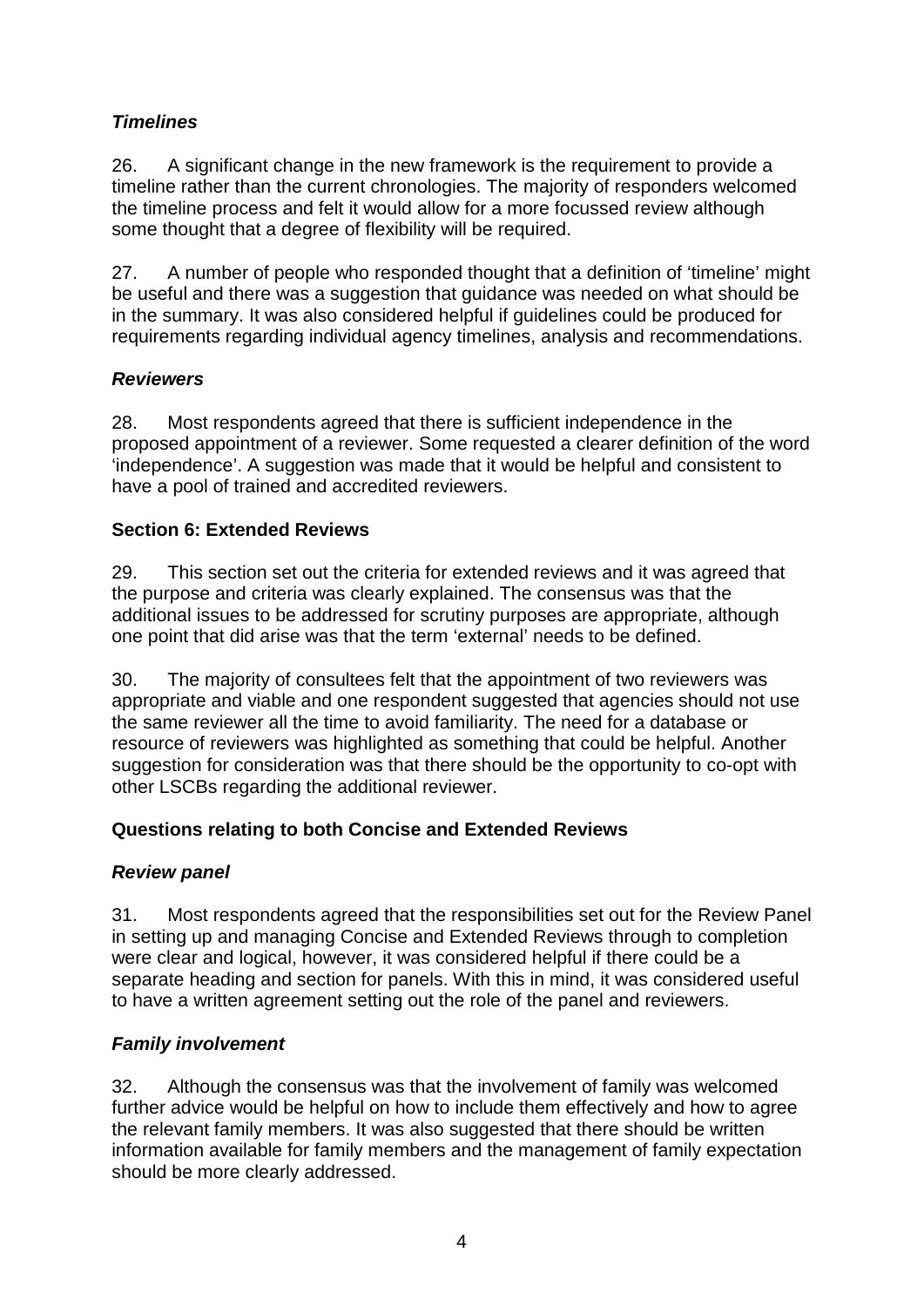### *Timelines*

26. A significant change in the new framework is the requirement to provide a timeline rather than the current chronologies. The majority of responders welcomed the timeline process and felt it would allow for a more focussed review although some thought that a degree of flexibility will be required.

27. A number of people who responded thought that a definition of 'timeline' might be useful and there was a suggestion that guidance was needed on what should be in the summary. It was also considered helpful if guidelines could be produced for requirements regarding individual agency timelines, analysis and recommendations.

### *Reviewers*

28. Most respondents agreed that there is sufficient independence in the proposed appointment of a reviewer. Some requested a clearer definition of the word 'independence'. A suggestion was made that it would be helpful and consistent to have a pool of trained and accredited reviewers.

## Section 6: Extended Reviews

29. This section set out the criteria for extended reviews and it was agreed that the purpose and criteria was clearly explained. The consensus was that the additional issues to be addressed for scrutiny purposes are appropriate, although one point that did arise was that the term 'external' needs to be defined.

30. The majority of consultees felt that the appointment of two reviewers was appropriate and viable and one respondent suggested that agencies should not use the same reviewer all the time to avoid familiarity. The need for a database or resource of reviewers was highlighted as something that could be helpful. Another suggestion for consideration was that there should be the opportunity to co-opt with other LSCBs regarding the additional reviewer.

## Questions relating to both Concise and Extended Reviews

### *Review panel*

31. Most respondents agreed that the responsibilities set out for the Review Panel in setting up and managing Concise and Extended Reviews through to completion were clear and logical, however, it was considered helpful if there could be a separate heading and section for panels. With this in mind, it was considered useful to have a written agreement setting out the role of the panel and reviewers.

### *Family involvement*

32. Although the consensus was that the involvement of family was welcomed further advice would be helpful on how to include them effectively and how to agree the relevant family members. It was also suggested that there should be written information available for family members and the management of family expectation should be more clearly addressed.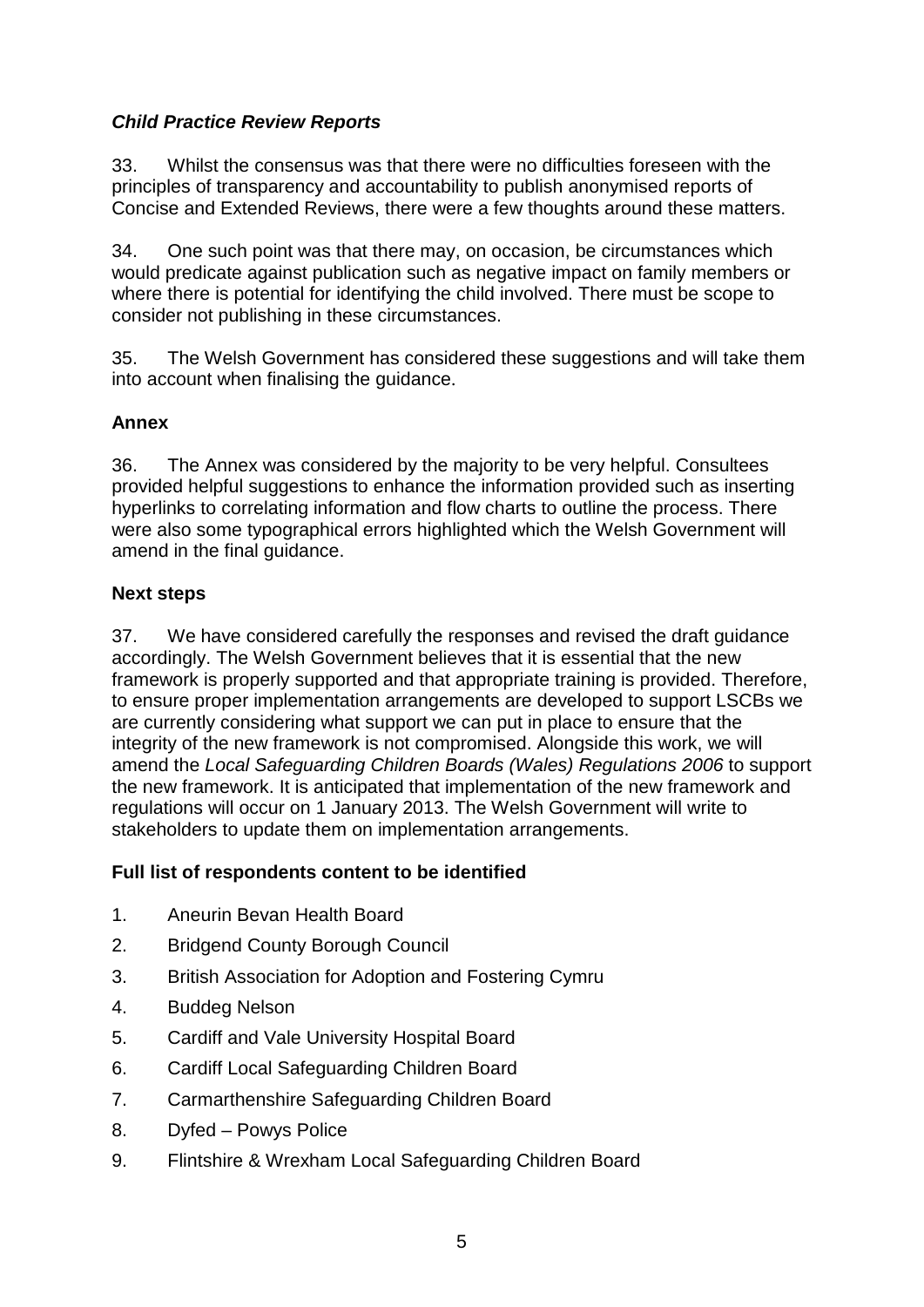### ***Child Practice Review Reports***

33. Whilst the consensus was that there were no difficulties foreseen with the principles of transparency and accountability to publish anonymised reports of Concise and Extended Reviews, there were a few thoughts around these matters.

34. One such point was that there may, on occasion, be circumstances which would predicate against publication such as negative impact on family members or where there is potential for identifying the child involved. There must be scope to consider not publishing in these circumstances.

35. The Welsh Government has considered these suggestions and will take them into account when finalising the guidance.

### **Annex**

36. The Annex was considered by the majority to be very helpful. Consultees provided helpful suggestions to enhance the information provided such as inserting hyperlinks to correlating information and flow charts to outline the process. There were also some typographical errors highlighted which the Welsh Government will amend in the final guidance.

### **Next steps**

37. We have considered carefully the responses and revised the draft guidance accordingly. The Welsh Government believes that it is essential that the new framework is properly supported and that appropriate training is provided. Therefore, to ensure proper implementation arrangements are developed to support LSCBs we are currently considering what support we can put in place to ensure that the integrity of the new framework is not compromised. Alongside this work, we will amend the *Local Safeguarding Children Boards (Wales) Regulations 2006* to support the new framework. It is anticipated that implementation of the new framework and regulations will occur on 1 January 2013. The Welsh Government will write to stakeholders to update them on implementation arrangements.

### **Full list of respondents content to be identified**

1. Aneurin Bevan Health Board
2. Bridgend County Borough Council
3. British Association for Adoption and Fostering Cymru
4. Buddeg Nelson
5. Cardiff and Vale University Hospital Board
6. Cardiff Local Safeguarding Children Board
7. Carmarthenshire Safeguarding Children Board
8. Dyfed – Powys Police
9. Flintshire & Wrexham Local Safeguarding Children Board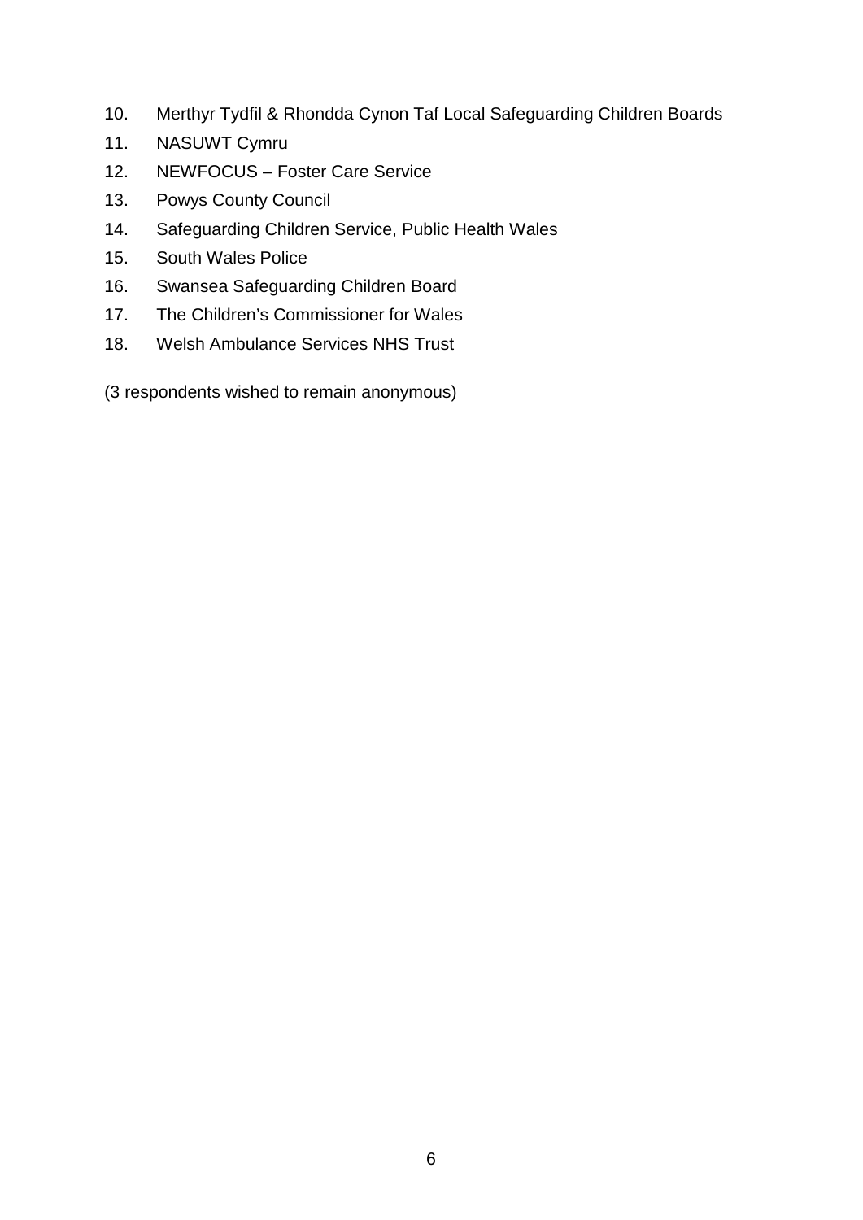10. Merthyr Tydfil & Rhondda Cynon Taf Local Safeguarding Children Boards
11. NASUWT Cymru
12. NEWFOCUS – Foster Care Service
13. Powys County Council
14. Safeguarding Children Service, Public Health Wales
15. South Wales Police
16. Swansea Safeguarding Children Board
17. The Children's Commissioner for Wales
18. Welsh Ambulance Services NHS Trust

(3 respondents wished to remain anonymous)